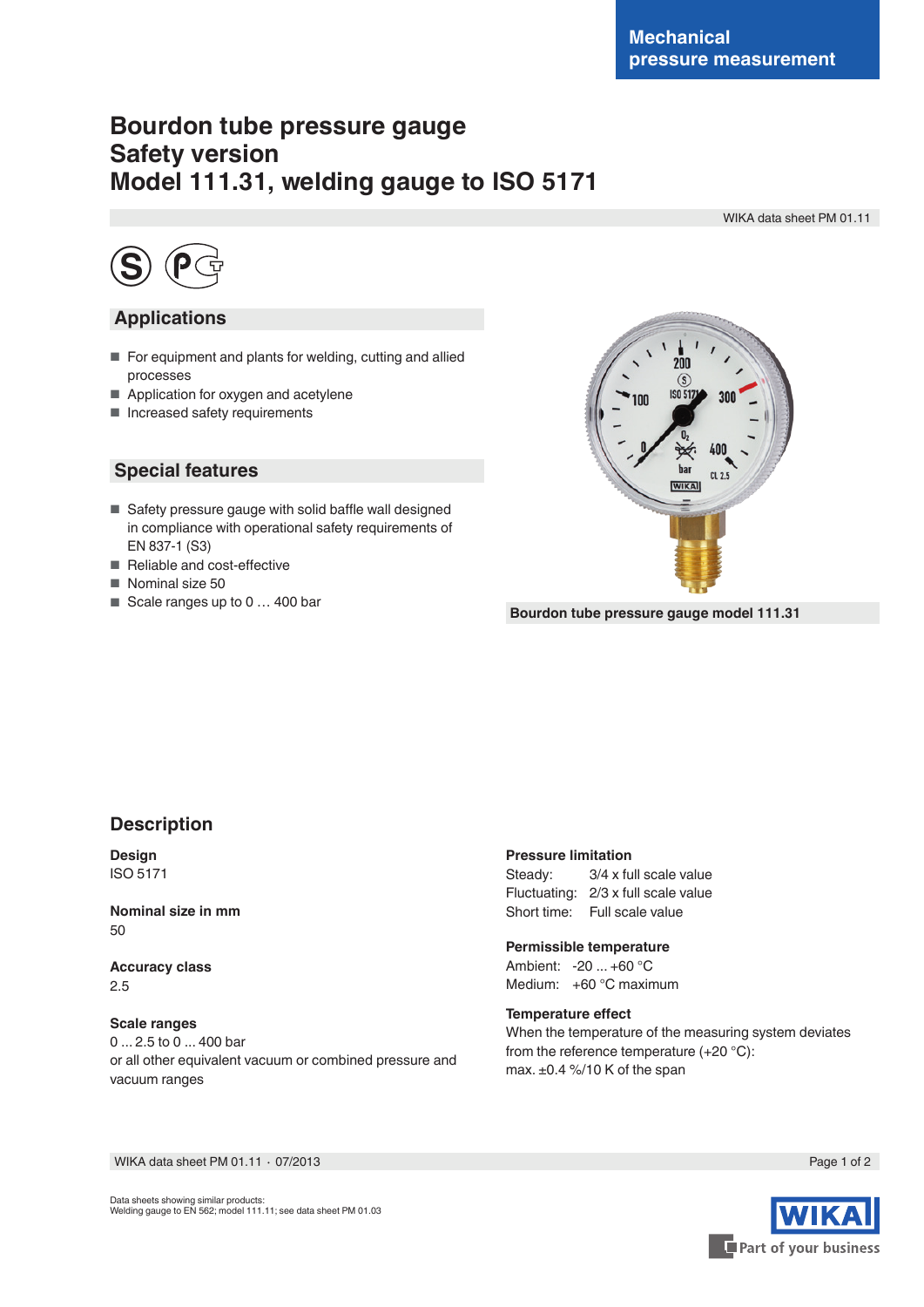Mechanical pressure measurement

# Bourdon tube pressure gauge
# Safety version
# Model 111.31, welding gauge to ISO 5171

WIKA data sheet PM 01.11

## Applications

- For equipment and plants for welding, cutting and allied processes
- Application for oxygen and acetylene
- Increased safety requirements

## Special features

- Safety pressure gauge with solid baffle wall designed in compliance with operational safety requirements of EN 837-1 (S3)
- Reliable and cost-effective
- Nominal size 50
- Scale ranges up to 0 … 400 bar

Bourdon tube pressure gauge model 111.31

## Description

**Design**
ISO 5171

**Nominal size in mm**
50

**Accuracy class**
2.5

**Scale ranges**
0 ... 2.5 to 0 ... 400 bar
or all other equivalent vacuum or combined pressure and vacuum ranges

**Pressure limitation**
Steady: 3/4 x full scale value
Fluctuating: 2/3 x full scale value
Short time: Full scale value

**Permissible temperature**
Ambient: -20 ... +60 °C
Medium: +60 °C maximum

**Temperature effect**
When the temperature of the measuring system deviates from the reference temperature (+20 °C):
max. ±0.4 %/10 K of the span

WIKA data sheet PM 01.11 · 07/2013

Data sheets showing similar products:
Welding gauge to EN 562; model 111.11; see data sheet PM 01.03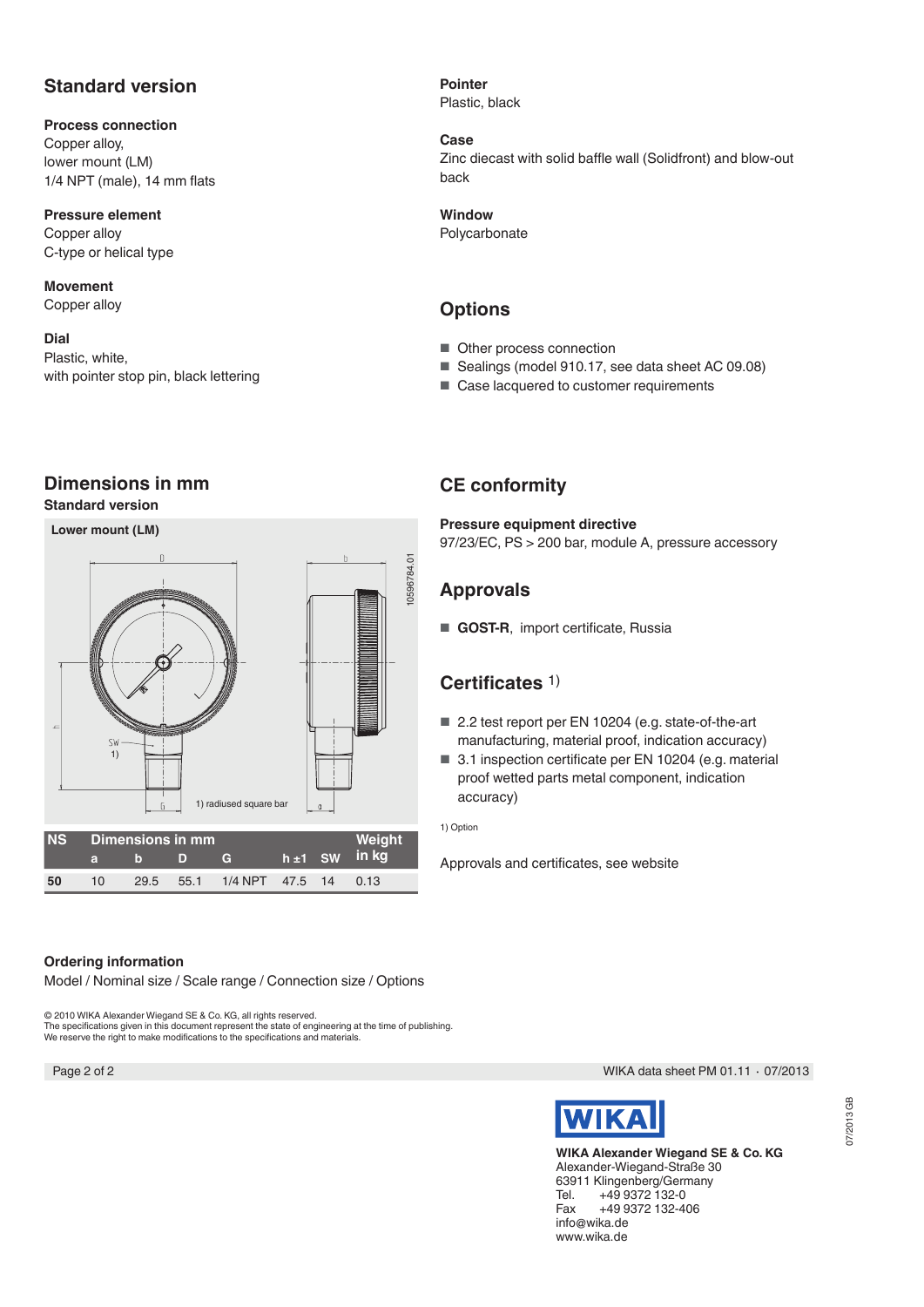## Standard version

**Process connection**
Copper alloy,
lower mount (LM)
1/4 NPT (male), 14 mm flats

**Pressure element**
Copper alloy
C-type or helical type

**Movement**
Copper alloy

**Dial**
Plastic, white,
with pointer stop pin, black lettering

**Pointer**
Plastic, black

**Case**
Zinc diecast with solid baffle wall (Solidfront) and blow-out back

**Window**
Polycarbonate

## Options

- Other process connection
- Sealings (model 910.17, see data sheet AC 09.08)
- Case lacquered to customer requirements

## Dimensions in mm

**Standard version**

**Lower mount (LM)**

D
b
10596784.01
SW 1)
h
G
a
1) radiused square bar

| NS | Dimensions in mm | | | | | | Weight in kg |
|---|---|---|---|---|---|---|---|
| | a | b | D | G | h ±1 | SW | |
| 50 | 10 | 29.5 | 55.1 | 1/4 NPT | 47.5 | 14 | 0.13 |

## CE conformity

**Pressure equipment directive**
97/23/EC, PS > 200 bar, module A, pressure accessory

## Approvals

- **GOST-R**, import certificate, Russia

## Certificates [1)]

- 2.2 test report per EN 10204 (e.g. state-of-the-art manufacturing, material proof, indication accuracy)
- 3.1 inspection certificate per EN 10204 (e.g. material proof wetted parts metal component, indication accuracy)

1) Option

Approvals and certificates, see website

**Ordering information**
Model / Nominal size / Scale range / Connection size / Options

© 2010 WIKA Alexander Wiegand SE & Co. KG, all rights reserved.
The specifications given in this document represent the state of engineering at the time of publishing.
We reserve the right to make modifications to the specifications and materials.

WIKA data sheet PM 01.11 · 07/2013

**WIKA Alexander Wiegand SE & Co. KG**
Alexander-Wiegand-Straße 30
63911 Klingenberg/Germany
Tel. +49 9372 132-0
Fax +49 9372 132-406
info@wika.de
www.wika.de